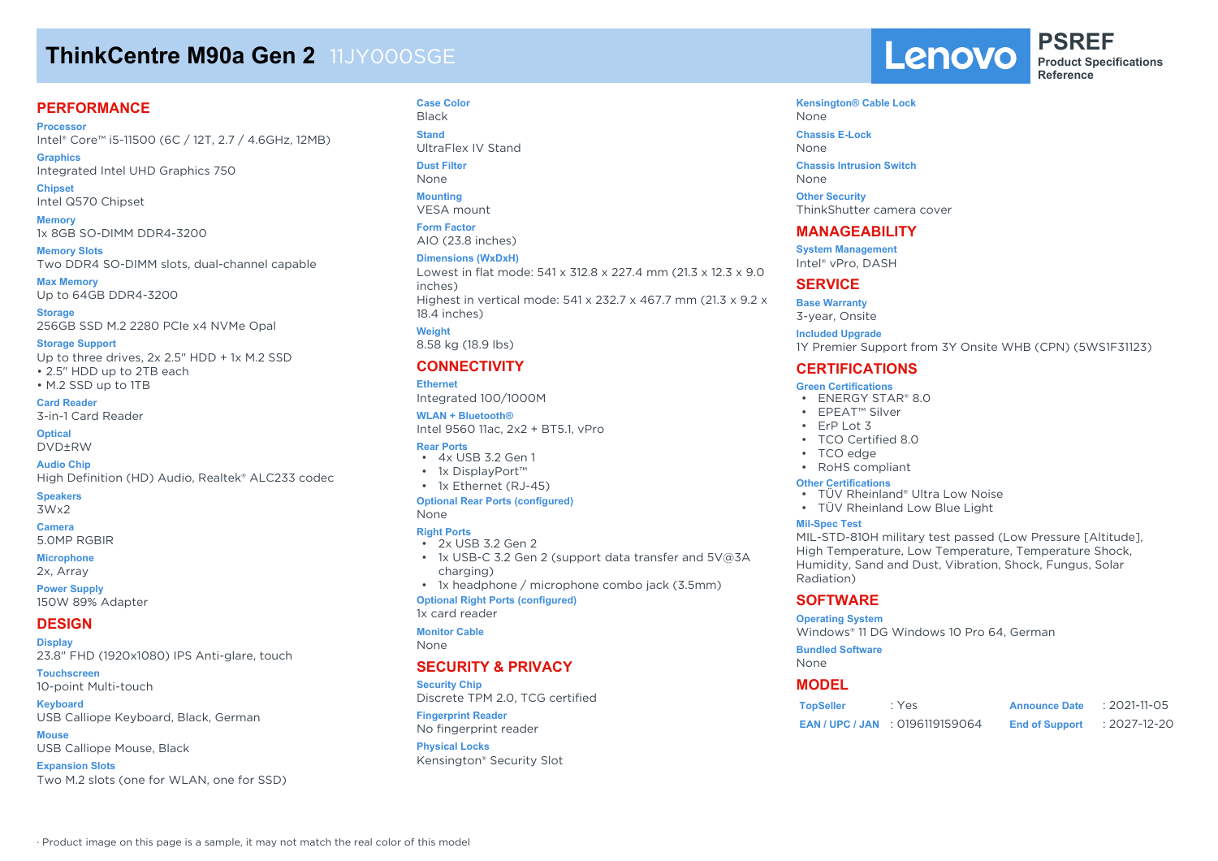# ThinkCentre M90a Gen 2 11JY000SGE

Lenovo PSREF Product Specifications Reference

## PERFORMANCE

**Processor**
Intel® Core™ i5-11500 (6C / 12T, 2.7 / 4.6GHz, 12MB)

**Graphics**
Integrated Intel UHD Graphics 750

**Chipset**
Intel Q570 Chipset

**Memory**
1x 8GB SO-DIMM DDR4-3200

**Memory Slots**
Two DDR4 SO-DIMM slots, dual-channel capable

**Max Memory**
Up to 64GB DDR4-3200

**Storage**
256GB SSD M.2 2280 PCIe x4 NVMe Opal

**Storage Support**
Up to three drives, 2x 2.5" HDD + 1x M.2 SSD
• 2.5" HDD up to 2TB each
• M.2 SSD up to 1TB

**Card Reader**
3-in-1 Card Reader

**Optical**
DVD±RW

**Audio Chip**
High Definition (HD) Audio, Realtek® ALC233 codec

**Speakers**
3Wx2

**Camera**
5.0MP RGBIR

**Microphone**
2x, Array

**Power Supply**
150W 89% Adapter

## DESIGN

**Display**
23.8" FHD (1920x1080) IPS Anti-glare, touch

**Touchscreen**
10-point Multi-touch

**Keyboard**
USB Calliope Keyboard, Black, German

**Mouse**
USB Calliope Mouse, Black

**Expansion Slots**
Two M.2 slots (one for WLAN, one for SSD)

**Case Color**
Black

**Stand**
UltraFlex IV Stand

**Dust Filter**
None

**Mounting**
VESA mount

**Form Factor**
AIO (23.8 inches)

**Dimensions (WxDxH)**
Lowest in flat mode: 541 x 312.8 x 227.4 mm (21.3 x 12.3 x 9.0 inches)
Highest in vertical mode: 541 x 232.7 x 467.7 mm (21.3 x 9.2 x 18.4 inches)

**Weight**
8.58 kg (18.9 lbs)

## CONNECTIVITY

**Ethernet**
Integrated 100/1000M

**WLAN + Bluetooth®**
Intel 9560 11ac, 2x2 + BT5.1, vPro

**Rear Ports**
- 4x USB 3.2 Gen 1
- 1x DisplayPort™
- 1x Ethernet (RJ-45)

**Optional Rear Ports (configured)**
None

**Right Ports**
- 2x USB 3.2 Gen 2
- 1x USB-C 3.2 Gen 2 (support data transfer and 5V@3A charging)
- 1x headphone / microphone combo jack (3.5mm)

**Optional Right Ports (configured)**
1x card reader

**Monitor Cable**
None

## SECURITY & PRIVACY

**Security Chip**
Discrete TPM 2.0, TCG certified

**Fingerprint Reader**
No fingerprint reader

**Physical Locks**
Kensington® Security Slot

**Kensington® Cable Lock**
None

**Chassis E-Lock**
None

**Chassis Intrusion Switch**
None

**Other Security**
ThinkShutter camera cover

## MANAGEABILITY

**System Management**
Intel® vPro, DASH

## SERVICE

**Base Warranty**
3-year, Onsite

**Included Upgrade**
1Y Premier Support from 3Y Onsite WHB (CPN) (5WS1F31123)

## CERTIFICATIONS

**Green Certifications**
- ENERGY STAR® 8.0
- EPEAT™ Silver
- ErP Lot 3
- TCO Certified 8.0
- TCO edge
- RoHS compliant

**Other Certifications**
- TÜV Rheinland® Ultra Low Noise
- TÜV Rheinland Low Blue Light

**Mil-Spec Test**
MIL-STD-810H military test passed (Low Pressure [Altitude], High Temperature, Low Temperature, Temperature Shock, Humidity, Sand and Dust, Vibration, Shock, Fungus, Solar Radiation)

## SOFTWARE

**Operating System**
Windows® 11 DG Windows 10 Pro 64, German

**Bundled Software**
None

## MODEL

| | | | |
|---|---|---|---|
| **TopSeller** | : Yes | **Announce Date** | : 2021-11-05 |
| **EAN / UPC / JAN** | : 0196119159064 | **End of Support** | : 2027-12-20 |

· Product image on this page is a sample, it may not match the real color of this model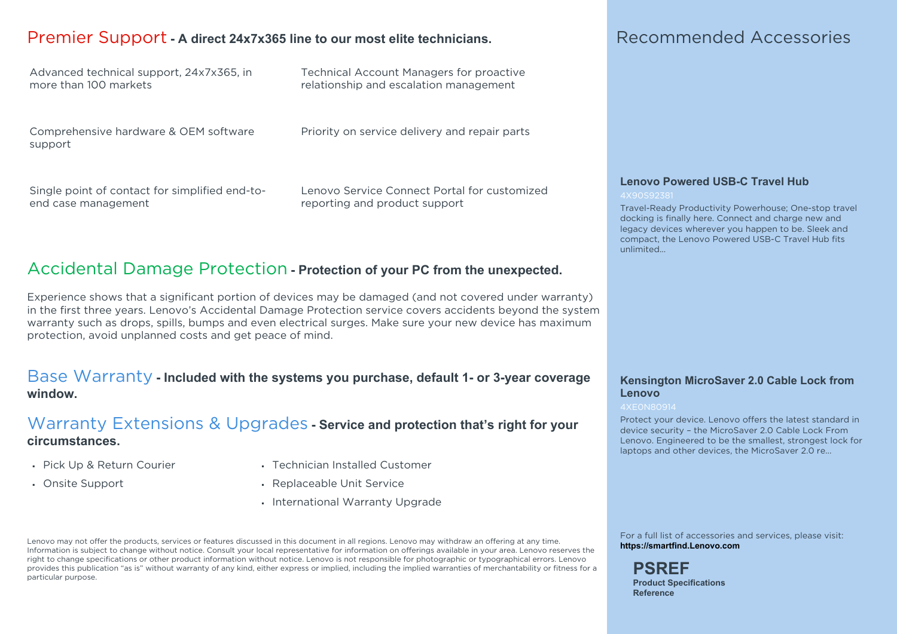## Premier Support - A direct 24x7x365 line to our most elite technicians.

Advanced technical support, 24x7x365, in more than 100 markets

Technical Account Managers for proactive relationship and escalation management

Comprehensive hardware & OEM software support

Priority on service delivery and repair parts

Single point of contact for simplified end-to-end case management

Lenovo Service Connect Portal for customized reporting and product support

## Accidental Damage Protection - Protection of your PC from the unexpected.

Experience shows that a significant portion of devices may be damaged (and not covered under warranty) in the first three years. Lenovo's Accidental Damage Protection service covers accidents beyond the system warranty such as drops, spills, bumps and even electrical surges. Make sure your new device has maximum protection, avoid unplanned costs and get peace of mind.

## Base Warranty - Included with the systems you purchase, default 1- or 3-year coverage window.

## Warranty Extensions & Upgrades - Service and protection that's right for your circumstances.

- Pick Up & Return Courier
- Onsite Support
- Technician Installed Customer
- Replaceable Unit Service
- International Warranty Upgrade

Lenovo may not offer the products, services or features discussed in this document in all regions. Lenovo may withdraw an offering at any time. Information is subject to change without notice. Consult your local representative for information on offerings available in your area. Lenovo reserves the right to change specifications or other product information without notice. Lenovo is not responsible for photographic or typographical errors. Lenovo provides this publication "as is" without warranty of any kind, either express or implied, including the implied warranties of merchantability or fitness for a particular purpose.

## Recommended Accessories

### Lenovo Powered USB-C Travel Hub

4X90S92381

Travel-Ready Productivity Powerhouse; One-stop travel docking is finally here. Connect and charge new and legacy devices wherever you happen to be. Sleek and compact, the Lenovo Powered USB-C Travel Hub fits unlimited...

### Kensington MicroSaver 2.0 Cable Lock from Lenovo

4XE0N80914

Protect your device. Lenovo offers the latest standard in device security – the MicroSaver 2.0 Cable Lock From Lenovo. Engineered to be the smallest, strongest lock for laptops and other devices, the MicroSaver 2.0 re...

For a full list of accessories and services, please visit: **https://smartfind.Lenovo.com**

**PSREF**
**Product Specifications Reference**